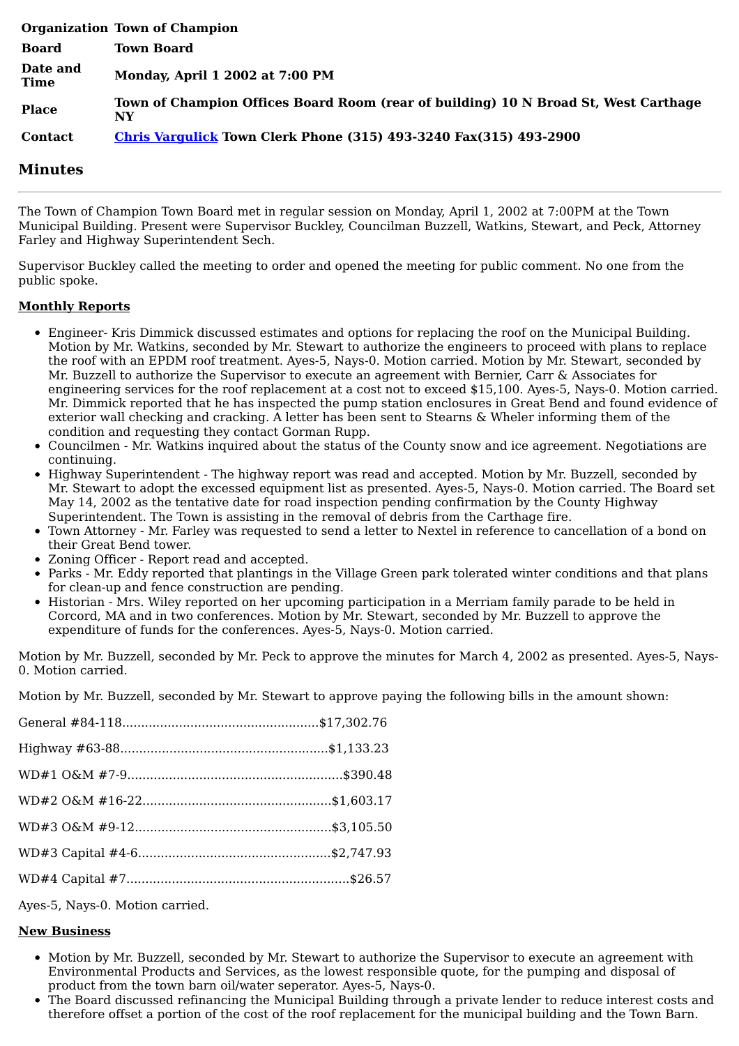| | |
|---|---|
| **Organization** | **Town of Champion** |
| **Board** | **Town Board** |
| **Date and Time** | **Monday, April 1 2002 at 7:00 PM** |
| **Place** | **Town of Champion Offices Board Room (rear of building) 10 N Broad St, West Carthage NY** |
| **Contact** | **[Chris Vargulick]() Town Clerk Phone (315) 493-3240 Fax(315) 493-2900** |

## Minutes

---

The Town of Champion Town Board met in regular session on Monday, April 1, 2002 at 7:00PM at the Town Municipal Building. Present were Supervisor Buckley, Councilman Buzzell, Watkins, Stewart, and Peck, Attorney Farley and Highway Superintendent Sech.

Supervisor Buckley called the meeting to order and opened the meeting for public comment. No one from the public spoke.

**Monthly Reports**

- Engineer- Kris Dimmick discussed estimates and options for replacing the roof on the Municipal Building. Motion by Mr. Watkins, seconded by Mr. Stewart to authorize the engineers to proceed with plans to replace the roof with an EPDM roof treatment. Ayes-5, Nays-0. Motion carried. Motion by Mr. Stewart, seconded by Mr. Buzzell to authorize the Supervisor to execute an agreement with Bernier, Carr & Associates for engineering services for the roof replacement at a cost not to exceed $15,100. Ayes-5, Nays-0. Motion carried. Mr. Dimmick reported that he has inspected the pump station enclosures in Great Bend and found evidence of exterior wall checking and cracking. A letter has been sent to Stearns & Wheler informing them of the condition and requesting they contact Gorman Rupp.
- Councilmen - Mr. Watkins inquired about the status of the County snow and ice agreement. Negotiations are continuing.
- Highway Superintendent - The highway report was read and accepted. Motion by Mr. Buzzell, seconded by Mr. Stewart to adopt the excessed equipment list as presented. Ayes-5, Nays-0. Motion carried. The Board set May 14, 2002 as the tentative date for road inspection pending confirmation by the County Highway Superintendent. The Town is assisting in the removal of debris from the Carthage fire.
- Town Attorney - Mr. Farley was requested to send a letter to Nextel in reference to cancellation of a bond on their Great Bend tower.
- Zoning Officer - Report read and accepted.
- Parks - Mr. Eddy reported that plantings in the Village Green park tolerated winter conditions and that plans for clean-up and fence construction are pending.
- Historian - Mrs. Wiley reported on her upcoming participation in a Merriam family parade to be held in Corcord, MA and in two conferences. Motion by Mr. Stewart, seconded by Mr. Buzzell to approve the expenditure of funds for the conferences. Ayes-5, Nays-0. Motion carried.

Motion by Mr. Buzzell, seconded by Mr. Peck to approve the minutes for March 4, 2002 as presented. Ayes-5, Nays-0. Motion carried.

Motion by Mr. Buzzell, seconded by Mr. Stewart to approve paying the following bills in the amount shown:

General #84-118....................................................$17,302.76

Highway #63-88.......................................................$1,133.23

WD#1 O&M #7-9.........................................................$390.48

WD#2 O&M #16-22..................................................$1,603.17

WD#3 O&M #9-12....................................................$3,105.50

WD#3 Capital #4-6...................................................$2,747.93

WD#4 Capital #7...........................................................$26.57

Ayes-5, Nays-0. Motion carried.

**New Business**

- Motion by Mr. Buzzell, seconded by Mr. Stewart to authorize the Supervisor to execute an agreement with Environmental Products and Services, as the lowest responsible quote, for the pumping and disposal of product from the town barn oil/water seperator. Ayes-5, Nays-0.
- The Board discussed refinancing the Municipal Building through a private lender to reduce interest costs and therefore offset a portion of the cost of the roof replacement for the municipal building and the Town Barn.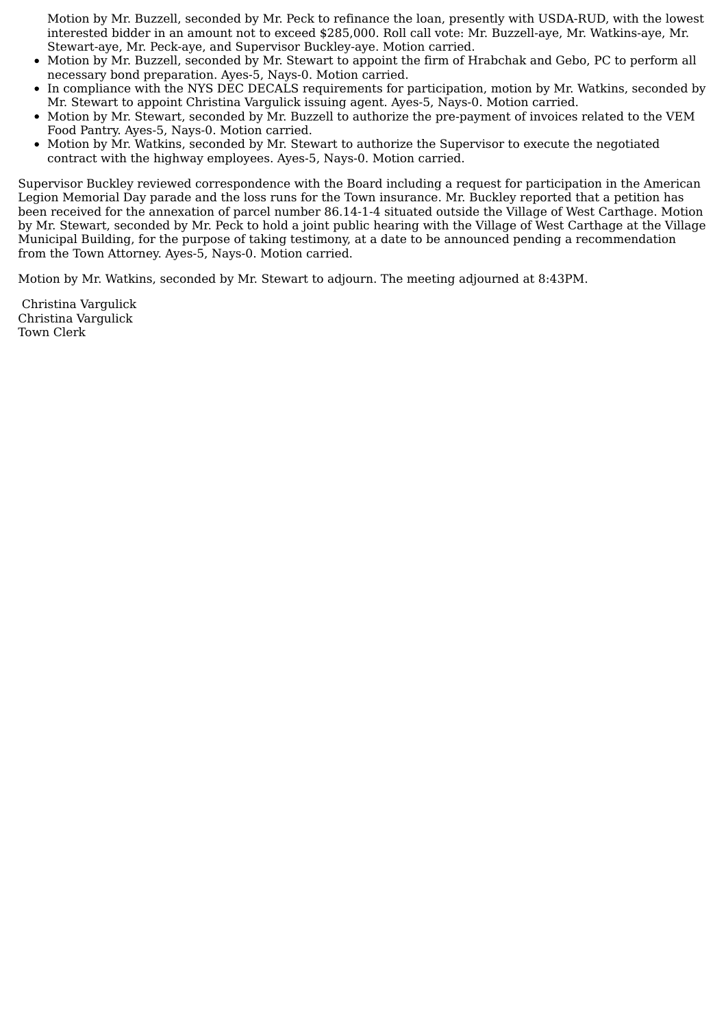Motion by Mr. Buzzell, seconded by Mr. Peck to refinance the loan, presently with USDA-RUD, with the lowest interested bidder in an amount not to exceed $285,000. Roll call vote: Mr. Buzzell-aye, Mr. Watkins-aye, Mr. Stewart-aye, Mr. Peck-aye, and Supervisor Buckley-aye. Motion carried.

- Motion by Mr. Buzzell, seconded by Mr. Stewart to appoint the firm of Hrabchak and Gebo, PC to perform all necessary bond preparation. Ayes-5, Nays-0. Motion carried.
- In compliance with the NYS DEC DECALS requirements for participation, motion by Mr. Watkins, seconded by Mr. Stewart to appoint Christina Vargulick issuing agent. Ayes-5, Nays-0. Motion carried.
- Motion by Mr. Stewart, seconded by Mr. Buzzell to authorize the pre-payment of invoices related to the VEM Food Pantry. Ayes-5, Nays-0. Motion carried.
- Motion by Mr. Watkins, seconded by Mr. Stewart to authorize the Supervisor to execute the negotiated contract with the highway employees. Ayes-5, Nays-0. Motion carried.

Supervisor Buckley reviewed correspondence with the Board including a request for participation in the American Legion Memorial Day parade and the loss runs for the Town insurance. Mr. Buckley reported that a petition has been received for the annexation of parcel number 86.14-1-4 situated outside the Village of West Carthage. Motion by Mr. Stewart, seconded by Mr. Peck to hold a joint public hearing with the Village of West Carthage at the Village Municipal Building, for the purpose of taking testimony, at a date to be announced pending a recommendation from the Town Attorney. Ayes-5, Nays-0. Motion carried.

Motion by Mr. Watkins, seconded by Mr. Stewart to adjourn. The meeting adjourned at 8:43PM.

Christina Vargulick
Christina Vargulick
Town Clerk